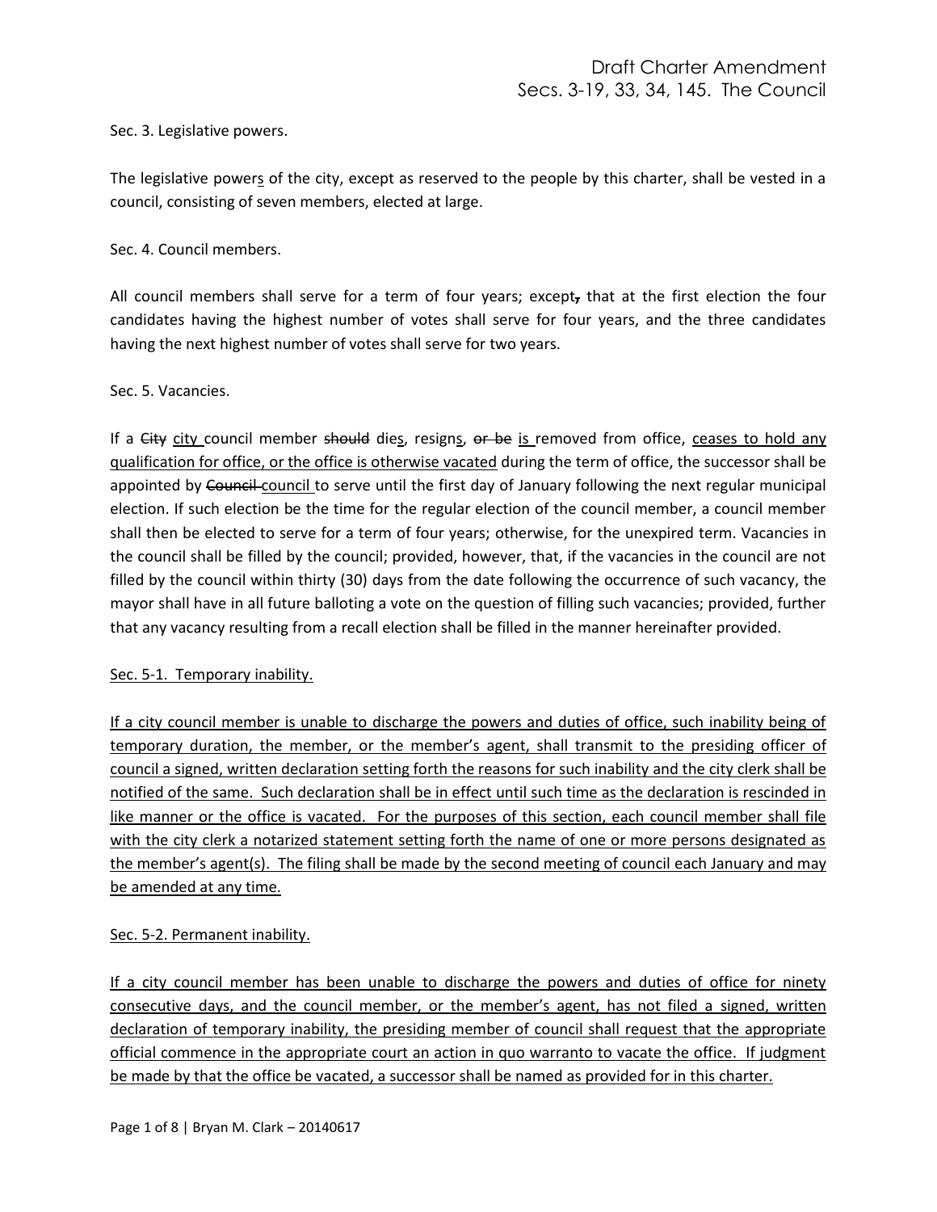Sec. 3. Legislative powers.

The legislative power<u>s</u> of the city, except as reserved to the people by this charter, shall be vested in a council, consisting of seven members, elected at large.

Sec. 4. Council members.

All council members shall serve for a term of four years; except~~,~~ that at the first election the four candidates having the highest number of votes shall serve for four years, and the three candidates having the next highest number of votes shall serve for two years.

Sec. 5. Vacancies.

If a ~~City~~ <u>city</u> council member ~~should~~ die<u>s</u>, resign<u>s</u>, ~~or be~~ <u>is</u> removed from office, <u>ceases to hold any qualification for office, or the office is otherwise vacated</u> during the term of office, the successor shall be appointed by ~~Council~~ <u>council</u> to serve until the first day of January following the next regular municipal election. If such election be the time for the regular election of the council member, a council member shall then be elected to serve for a term of four years; otherwise, for the unexpired term. Vacancies in the council shall be filled by the council; provided, however, that, if the vacancies in the council are not filled by the council within thirty (30) days from the date following the occurrence of such vacancy, the mayor shall have in all future balloting a vote on the question of filling such vacancies; provided, further that any vacancy resulting from a recall election shall be filled in the manner hereinafter provided.

<u>Sec. 5-1. Temporary inability.</u>

<u>If a city council member is unable to discharge the powers and duties of office, such inability being of temporary duration, the member, or the member's agent, shall transmit to the presiding officer of council a signed, written declaration setting forth the reasons for such inability and the city clerk shall be notified of the same. Such declaration shall be in effect until such time as the declaration is rescinded in like manner or the office is vacated. For the purposes of this section, each council member shall file with the city clerk a notarized statement setting forth the name of one or more persons designated as the member's agent(s). The filing shall be made by the second meeting of council each January and may be amended at any time.</u>

<u>Sec. 5-2. Permanent inability.</u>

<u>If a city council member has been unable to discharge the powers and duties of office for ninety consecutive days, and the council member, or the member's agent, has not filed a signed, written declaration of temporary inability, the presiding member of council shall request that the appropriate official commence in the appropriate court an action in quo warranto to vacate the office. If judgment be made by that the office be vacated, a successor shall be named as provided for in this charter.</u>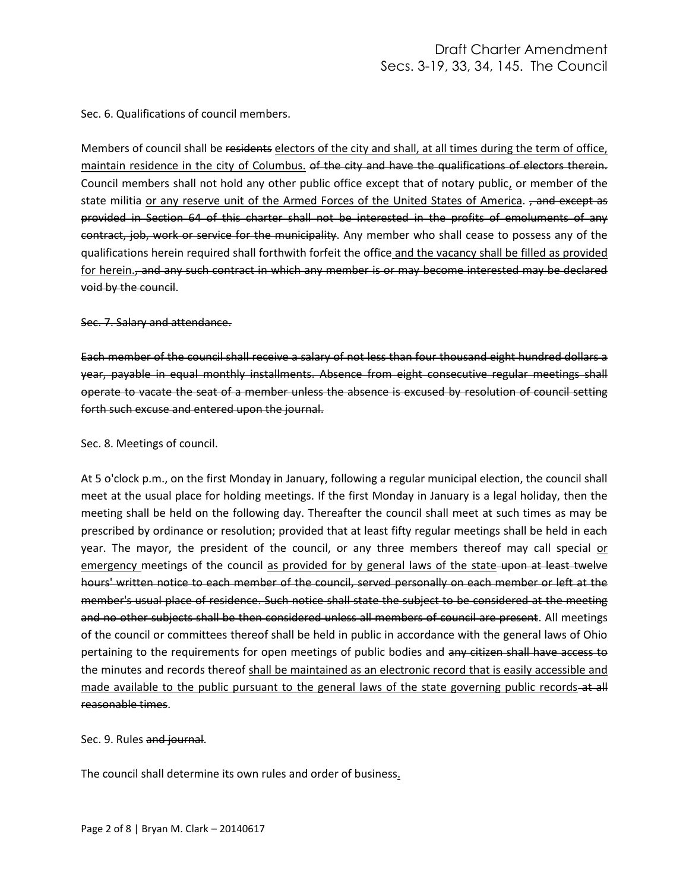Sec. 6. Qualifications of council members.

Members of council shall be ~~residents~~ <u>electors of the city and shall, at all times during the term of office, maintain residence in the city of Columbus.</u> ~~of the city and have the qualifications of electors therein.~~ Council members shall not hold any other public office except that of notary public<u>,</u> or member of the state militia <u>or any reserve unit of the Armed Forces of the United States of America</u>. ~~, and except as provided in Section 64 of this charter shall not be interested in the profits of emoluments of any contract, job, work or service for the municipality~~. Any member who shall cease to possess any of the qualifications herein required shall forthwith forfeit the office<u> and the vacancy shall be filled as provided for herein.</u>~~, and any such contract in which any member is or may become interested may be declared void by the council~~.

~~Sec. 7. Salary and attendance.~~

~~Each member of the council shall receive a salary of not less than four thousand eight hundred dollars a year, payable in equal monthly installments. Absence from eight consecutive regular meetings shall operate to vacate the seat of a member unless the absence is excused by resolution of council setting forth such excuse and entered upon the journal.~~

Sec. 8. Meetings of council.

At 5 o'clock p.m., on the first Monday in January, following a regular municipal election, the council shall meet at the usual place for holding meetings. If the first Monday in January is a legal holiday, then the meeting shall be held on the following day. Thereafter the council shall meet at such times as may be prescribed by ordinance or resolution; provided that at least fifty regular meetings shall be held in each year. The mayor, the president of the council, or any three members thereof may call special <u>or emergency </u>meetings of the council <u>as provided for by general laws of the state</u>~~ upon at least twelve hours' written notice to each member of the council, served personally on each member or left at the member's usual place of residence. Such notice shall state the subject to be considered at the meeting and no other subjects shall be then considered unless all members of council are present~~. All meetings of the council or committees thereof shall be held in public in accordance with the general laws of Ohio pertaining to the requirements for open meetings of public bodies and ~~any citizen shall have access to~~ the minutes and records thereof <u>shall be maintained as an electronic record that is easily accessible and made available to the public pursuant to the general laws of the state governing public records</u>~~ at all reasonable times~~.

Sec. 9. Rules ~~and journal~~.

The council shall determine its own rules and order of business<u>.</u>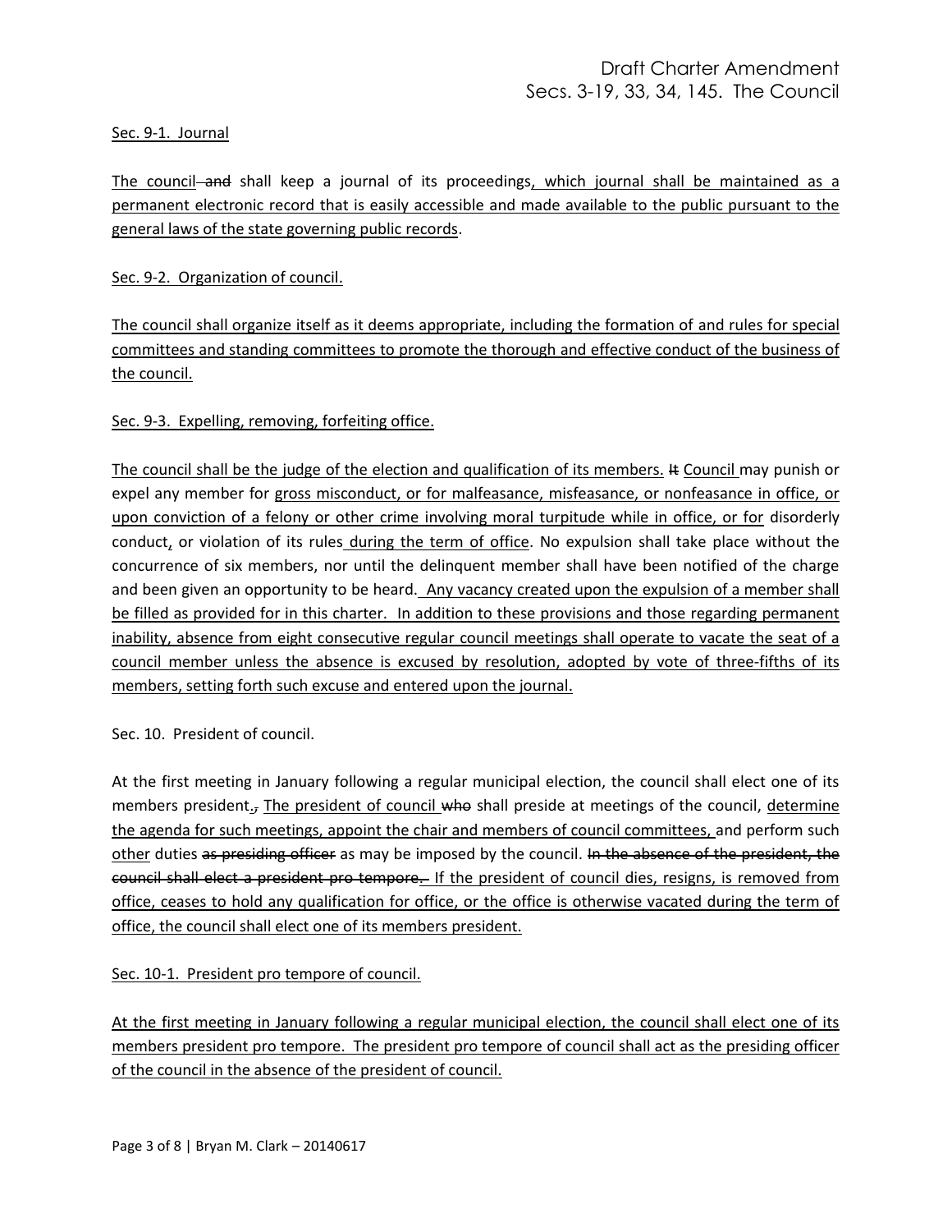Sec. 9-1. Journal

The council ~~and~~ shall keep a journal of its proceedings, which journal shall be maintained as a permanent electronic record that is easily accessible and made available to the public pursuant to the general laws of the state governing public records.

Sec. 9-2. Organization of council.

The council shall organize itself as it deems appropriate, including the formation of and rules for special committees and standing committees to promote the thorough and effective conduct of the business of the council.

Sec. 9-3. Expelling, removing, forfeiting office.

The council shall be the judge of the election and qualification of its members. ~~It~~ Council may punish or expel any member for gross misconduct, or for malfeasance, misfeasance, or nonfeasance in office, or upon conviction of a felony or other crime involving moral turpitude while in office, or for disorderly conduct, or violation of its rules during the term of office. No expulsion shall take place without the concurrence of six members, nor until the delinquent member shall have been notified of the charge and been given an opportunity to be heard. Any vacancy created upon the expulsion of a member shall be filled as provided for in this charter. In addition to these provisions and those regarding permanent inability, absence from eight consecutive regular council meetings shall operate to vacate the seat of a council member unless the absence is excused by resolution, adopted by vote of three-fifths of its members, setting forth such excuse and entered upon the journal.

Sec. 10. President of council.

At the first meeting in January following a regular municipal election, the council shall elect one of its members president.~~,~~ The president of council ~~who~~ shall preside at meetings of the council, determine the agenda for such meetings, appoint the chair and members of council committees, and perform such other duties ~~as presiding officer~~ as may be imposed by the council. ~~In the absence of the president, the council shall elect a president pro tempore.~~ If the president of council dies, resigns, is removed from office, ceases to hold any qualification for office, or the office is otherwise vacated during the term of office, the council shall elect one of its members president.

Sec. 10-1. President pro tempore of council.

At the first meeting in January following a regular municipal election, the council shall elect one of its members president pro tempore. The president pro tempore of council shall act as the presiding officer of the council in the absence of the president of council.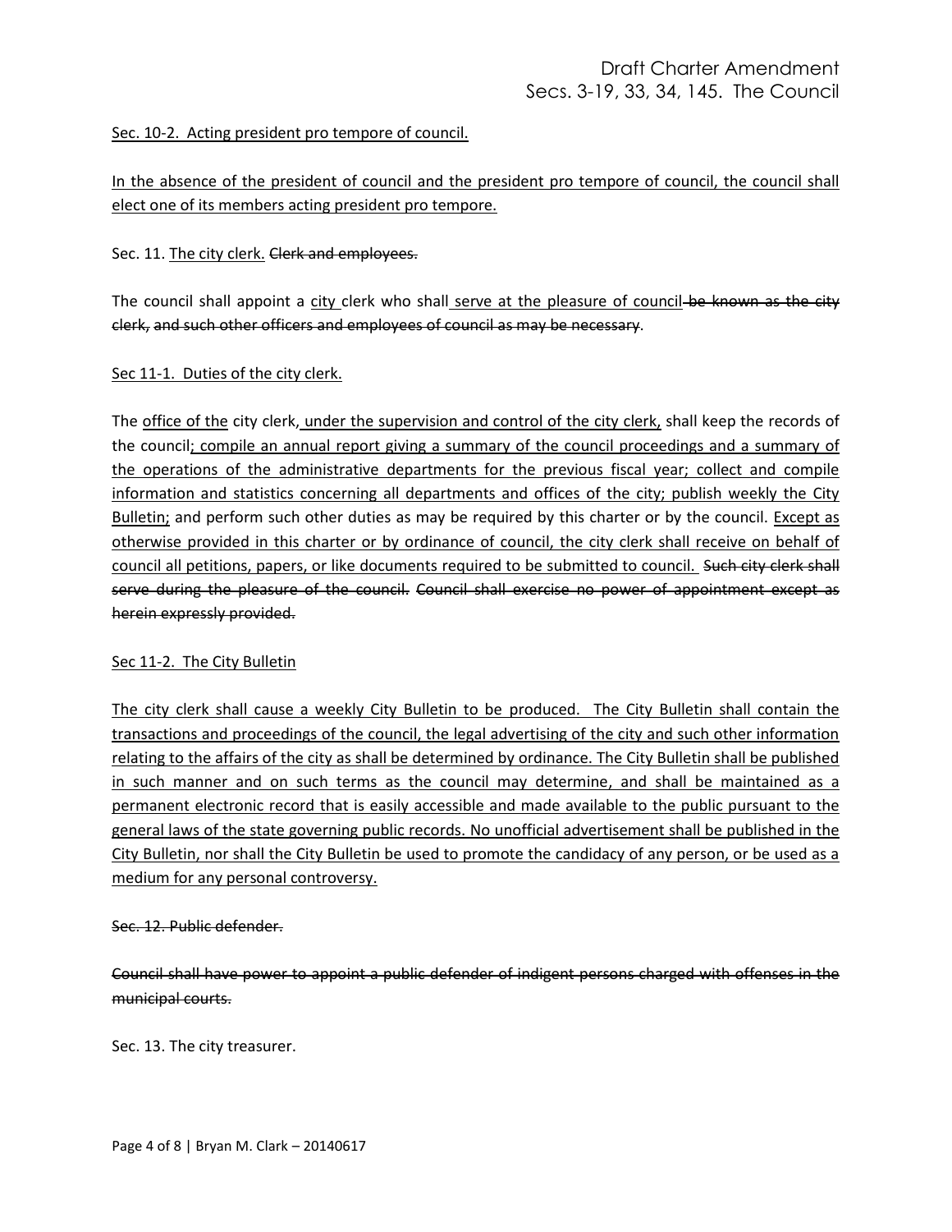<u>Sec. 10-2. Acting president pro tempore of council.</u>

<u>In the absence of the president of council and the president pro tempore of council, the council shall elect one of its members acting president pro tempore.</u>

Sec. 11. <u>The city clerk.</u> ~~Clerk and employees.~~

The council shall appoint a <u>city</u> clerk who shall <u>serve at the pleasure of council</u> ~~be known as the city clerk, and such other officers and employees of council as may be necessary~~.

<u>Sec 11-1. Duties of the city clerk.</u>

The <u>office of the</u> city clerk, <u>under the supervision and control of the city clerk,</u> shall keep the records of the council<u>; compile an annual report giving a summary of the council proceedings and a summary of the operations of the administrative departments for the previous fiscal year; collect and compile information and statistics concerning all departments and offices of the city; publish weekly the City Bulletin;</u> and perform such other duties as may be required by this charter or by the council. <u>Except as otherwise provided in this charter or by ordinance of council, the city clerk shall receive on behalf of council all petitions, papers, or like documents required to be submitted to council.</u> ~~Such city clerk shall serve during the pleasure of the council.~~ ~~Council shall exercise no power of appointment except as herein expressly provided.~~

<u>Sec 11-2. The City Bulletin</u>

<u>The city clerk shall cause a weekly City Bulletin to be produced. The City Bulletin shall contain the transactions and proceedings of the council, the legal advertising of the city and such other information relating to the affairs of the city as shall be determined by ordinance. The City Bulletin shall be published in such manner and on such terms as the council may determine, and shall be maintained as a permanent electronic record that is easily accessible and made available to the public pursuant to the general laws of the state governing public records. No unofficial advertisement shall be published in the City Bulletin, nor shall the City Bulletin be used to promote the candidacy of any person, or be used as a medium for any personal controversy.</u>

~~Sec. 12. Public defender.~~

~~Council shall have power to appoint a public defender of indigent persons charged with offenses in the municipal courts.~~

Sec. 13. The city treasurer.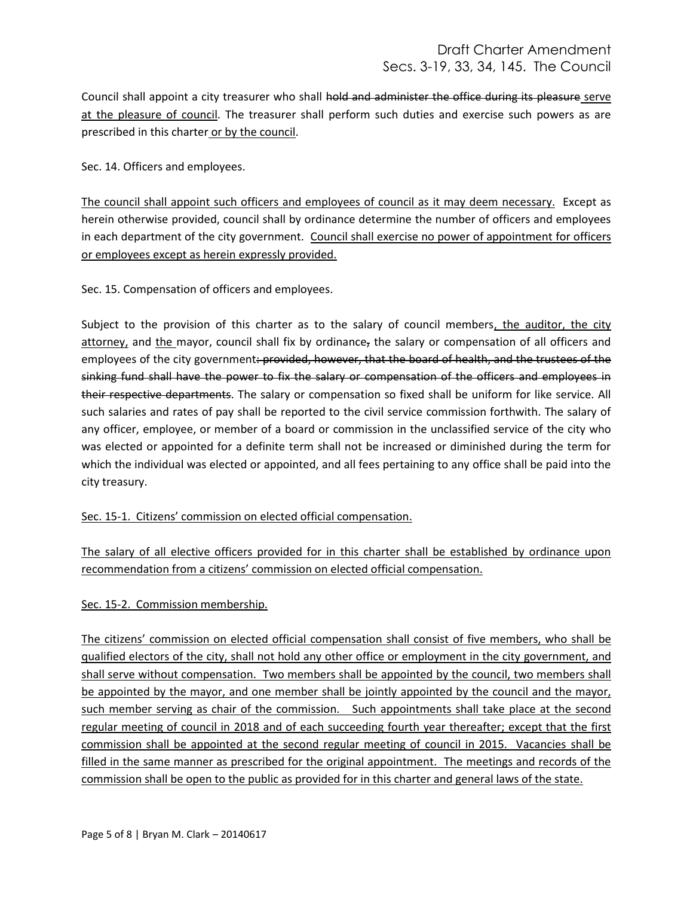Council shall appoint a city treasurer who shall ~~hold and administer the office during its pleasure~~ <u>serve at the pleasure of council</u>. The treasurer shall perform such duties and exercise such powers as are prescribed in this charter <u>or by the council</u>.

Sec. 14. Officers and employees.

<u>The council shall appoint such officers and employees of council as it may deem necessary.</u> Except as herein otherwise provided, council shall by ordinance determine the number of officers and employees in each department of the city government. <u>Council shall exercise no power of appointment for officers or employees except as herein expressly provided.</u>

Sec. 15. Compensation of officers and employees.

Subject to the provision of this charter as to the salary of council members<u>, the auditor, the city attorney,</u> and <u>the</u> mayor, council shall fix by ordinance~~,~~ the salary or compensation of all officers and employees of the city government~~: provided, however, that the board of health, and the trustees of the sinking fund shall have the power to fix the salary or compensation of the officers and employees in their respective departments~~. The salary or compensation so fixed shall be uniform for like service. All such salaries and rates of pay shall be reported to the civil service commission forthwith. The salary of any officer, employee, or member of a board or commission in the unclassified service of the city who was elected or appointed for a definite term shall not be increased or diminished during the term for which the individual was elected or appointed, and all fees pertaining to any office shall be paid into the city treasury.

<u>Sec. 15-1. Citizens' commission on elected official compensation.</u>

<u>The salary of all elective officers provided for in this charter shall be established by ordinance upon recommendation from a citizens' commission on elected official compensation.</u>

<u>Sec. 15-2. Commission membership.</u>

<u>The citizens' commission on elected official compensation shall consist of five members, who shall be qualified electors of the city, shall not hold any other office or employment in the city government, and shall serve without compensation. Two members shall be appointed by the council, two members shall be appointed by the mayor, and one member shall be jointly appointed by the council and the mayor, such member serving as chair of the commission. Such appointments shall take place at the second regular meeting of council in 2018 and of each succeeding fourth year thereafter; except that the first commission shall be appointed at the second regular meeting of council in 2015. Vacancies shall be filled in the same manner as prescribed for the original appointment. The meetings and records of the commission shall be open to the public as provided for in this charter and general laws of the state.</u>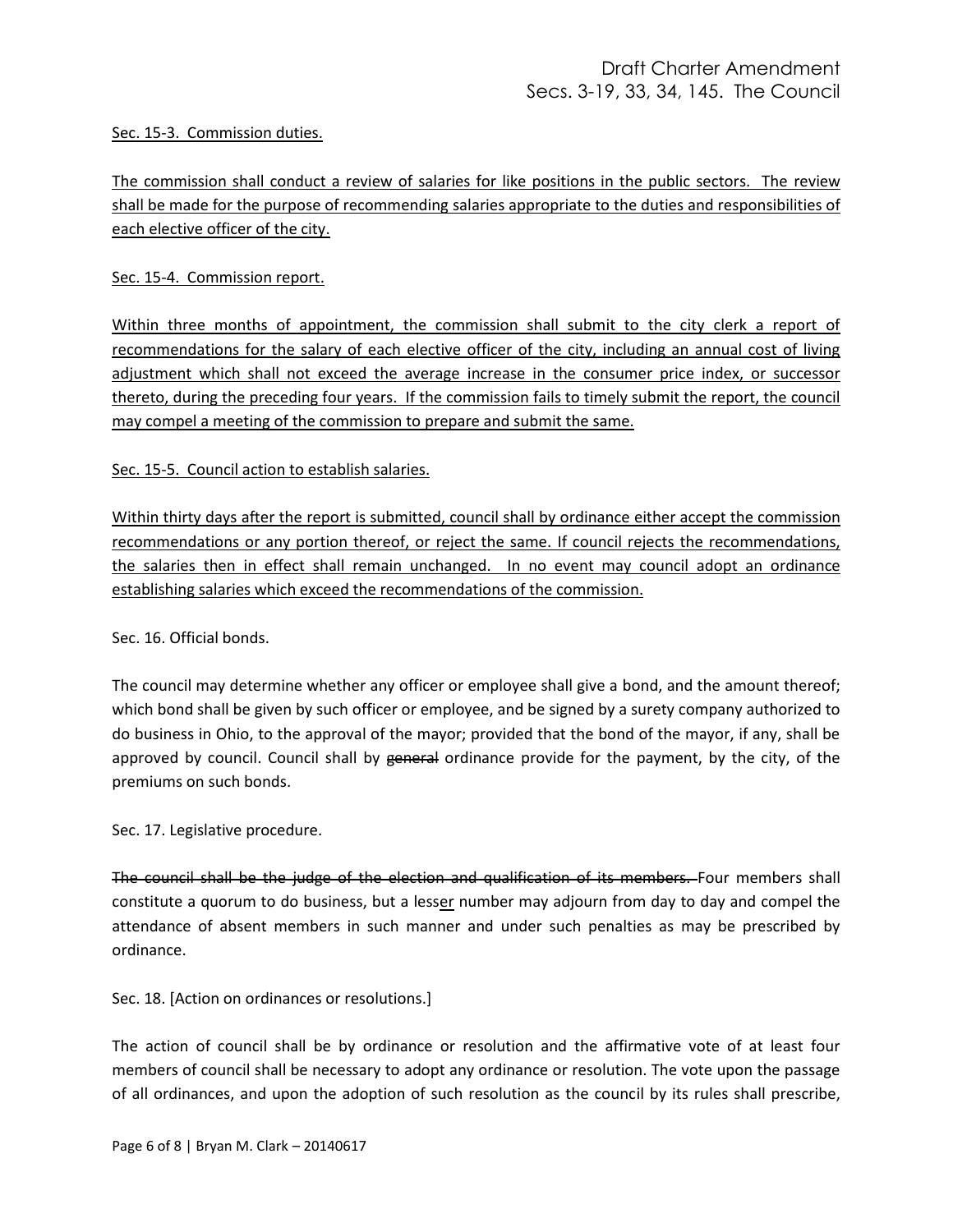<u>Sec. 15-3. Commission duties.</u>

<u>The commission shall conduct a review of salaries for like positions in the public sectors. The review shall be made for the purpose of recommending salaries appropriate to the duties and responsibilities of each elective officer of the city.</u>

<u>Sec. 15-4. Commission report.</u>

<u>Within three months of appointment, the commission shall submit to the city clerk a report of recommendations for the salary of each elective officer of the city, including an annual cost of living adjustment which shall not exceed the average increase in the consumer price index, or successor thereto, during the preceding four years. If the commission fails to timely submit the report, the council may compel a meeting of the commission to prepare and submit the same.</u>

<u>Sec. 15-5. Council action to establish salaries.</u>

<u>Within thirty days after the report is submitted, council shall by ordinance either accept the commission recommendations or any portion thereof, or reject the same. If council rejects the recommendations, the salaries then in effect shall remain unchanged. In no event may council adopt an ordinance establishing salaries which exceed the recommendations of the commission.</u>

Sec. 16. Official bonds.

The council may determine whether any officer or employee shall give a bond, and the amount thereof; which bond shall be given by such officer or employee, and be signed by a surety company authorized to do business in Ohio, to the approval of the mayor; provided that the bond of the mayor, if any, shall be approved by council. Council shall by ~~general~~ ordinance provide for the payment, by the city, of the premiums on such bonds.

Sec. 17. Legislative procedure.

~~The council shall be the judge of the election and qualification of its members.~~ Four members shall constitute a quorum to do business, but a less<u>er</u> number may adjourn from day to day and compel the attendance of absent members in such manner and under such penalties as may be prescribed by ordinance.

Sec. 18. [Action on ordinances or resolutions.]

The action of council shall be by ordinance or resolution and the affirmative vote of at least four members of council shall be necessary to adopt any ordinance or resolution. The vote upon the passage of all ordinances, and upon the adoption of such resolution as the council by its rules shall prescribe,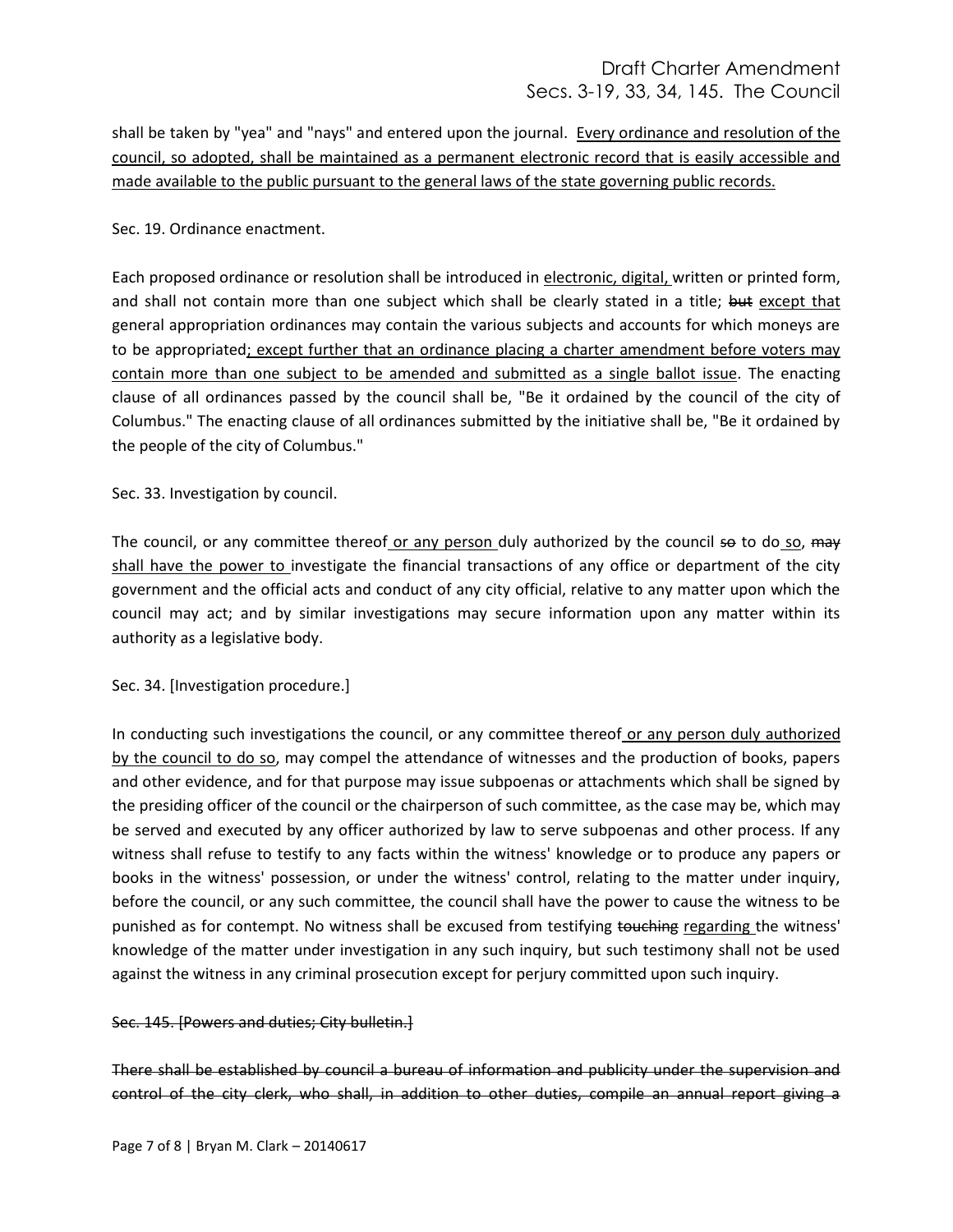shall be taken by "yea" and "nays" and entered upon the journal. <u>Every ordinance and resolution of the council, so adopted, shall be maintained as a permanent electronic record that is easily accessible and made available to the public pursuant to the general laws of the state governing public records.</u>

Sec. 19. Ordinance enactment.

Each proposed ordinance or resolution shall be introduced in <u>electronic, digital,</u> written or printed form, and shall not contain more than one subject which shall be clearly stated in a title; ~~but~~ <u>except that</u> general appropriation ordinances may contain the various subjects and accounts for which moneys are to be appropriated<u>; except further that an ordinance placing a charter amendment before voters may contain more than one subject to be amended and submitted as a single ballot issue</u>. The enacting clause of all ordinances passed by the council shall be, "Be it ordained by the council of the city of Columbus." The enacting clause of all ordinances submitted by the initiative shall be, "Be it ordained by the people of the city of Columbus."

Sec. 33. Investigation by council.

The council, or any committee thereof <u>or any person</u> duly authorized by the council ~~so~~ to do <u>so</u>, ~~may~~ <u>shall have the power to</u> investigate the financial transactions of any office or department of the city government and the official acts and conduct of any city official, relative to any matter upon which the council may act; and by similar investigations may secure information upon any matter within its authority as a legislative body.

Sec. 34. [Investigation procedure.]

In conducting such investigations the council, or any committee thereof <u>or any person duly authorized by the council to do so</u>, may compel the attendance of witnesses and the production of books, papers and other evidence, and for that purpose may issue subpoenas or attachments which shall be signed by the presiding officer of the council or the chairperson of such committee, as the case may be, which may be served and executed by any officer authorized by law to serve subpoenas and other process. If any witness shall refuse to testify to any facts within the witness' knowledge or to produce any papers or books in the witness' possession, or under the witness' control, relating to the matter under inquiry, before the council, or any such committee, the council shall have the power to cause the witness to be punished as for contempt. No witness shall be excused from testifying ~~touching~~ <u>regarding</u> the witness' knowledge of the matter under investigation in any such inquiry, but such testimony shall not be used against the witness in any criminal prosecution except for perjury committed upon such inquiry.

~~Sec. 145. [Powers and duties; City bulletin.]~~

~~There shall be established by council a bureau of information and publicity under the supervision and control of the city clerk, who shall, in addition to other duties, compile an annual report giving a~~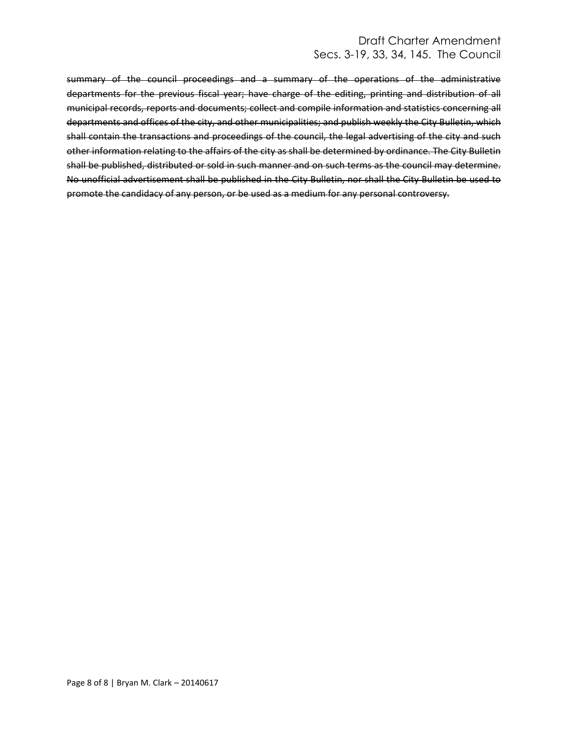~~summary of the council proceedings and a summary of the operations of the administrative departments for the previous fiscal year; have charge of the editing, printing and distribution of all municipal records, reports and documents; collect and compile information and statistics concerning all departments and offices of the city, and other municipalities; and publish weekly the City Bulletin, which shall contain the transactions and proceedings of the council, the legal advertising of the city and such other information relating to the affairs of the city as shall be determined by ordinance. The City Bulletin shall be published, distributed or sold in such manner and on such terms as the council may determine. No unofficial advertisement shall be published in the City Bulletin, nor shall the City Bulletin be used to promote the candidacy of any person, or be used as a medium for any personal controversy.~~